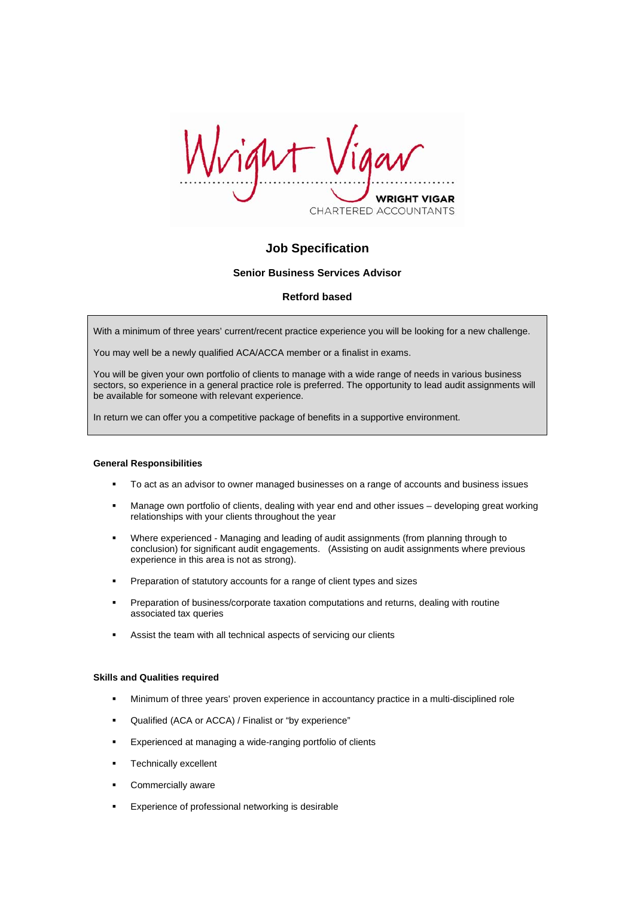WRIGHT VIGAR
CHARTERED ACCOUNTANTS

# Job Specification

## Senior Business Services Advisor

### Retford based

With a minimum of three years' current/recent practice experience you will be looking for a new challenge.

You may well be a newly qualified ACA/ACCA member or a finalist in exams.

You will be given your own portfolio of clients to manage with a wide range of needs in various business sectors, so experience in a general practice role is preferred. The opportunity to lead audit assignments will be available for someone with relevant experience.

In return we can offer you a competitive package of benefits in a supportive environment.

**General Responsibilities**

- To act as an advisor to owner managed businesses on a range of accounts and business issues
- Manage own portfolio of clients, dealing with year end and other issues – developing great working relationships with your clients throughout the year
- Where experienced - Managing and leading of audit assignments (from planning through to conclusion) for significant audit engagements. (Assisting on audit assignments where previous experience in this area is not as strong).
- Preparation of statutory accounts for a range of client types and sizes
- Preparation of business/corporate taxation computations and returns, dealing with routine associated tax queries
- Assist the team with all technical aspects of servicing our clients

**Skills and Qualities required**

- Minimum of three years' proven experience in accountancy practice in a multi-disciplined role
- Qualified (ACA or ACCA) / Finalist or "by experience"
- Experienced at managing a wide-ranging portfolio of clients
- Technically excellent
- Commercially aware
- Experience of professional networking is desirable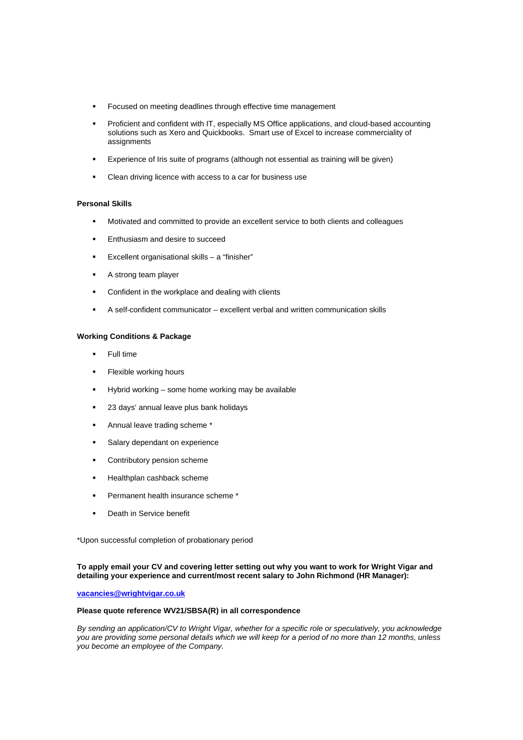- Focused on meeting deadlines through effective time management
- Proficient and confident with IT, especially MS Office applications, and cloud-based accounting solutions such as Xero and Quickbooks. Smart use of Excel to increase commerciality of assignments
- Experience of Iris suite of programs (although not essential as training will be given)
- Clean driving licence with access to a car for business use

**Personal Skills**

- Motivated and committed to provide an excellent service to both clients and colleagues
- Enthusiasm and desire to succeed
- Excellent organisational skills – a "finisher"
- A strong team player
- Confident in the workplace and dealing with clients
- A self-confident communicator – excellent verbal and written communication skills

**Working Conditions & Package**

- Full time
- Flexible working hours
- Hybrid working – some home working may be available
- 23 days' annual leave plus bank holidays
- Annual leave trading scheme *
- Salary dependant on experience
- Contributory pension scheme
- Healthplan cashback scheme
- Permanent health insurance scheme *
- Death in Service benefit

*Upon successful completion of probationary period

**To apply email your CV and covering letter setting out why you want to work for Wright Vigar and detailing your experience and current/most recent salary to John Richmond (HR Manager):**

**vacancies@wrightvigar.co.uk**

**Please quote reference WV21/SBSA(R) in all correspondence**

*By sending an application/CV to Wright Vigar, whether for a specific role or speculatively, you acknowledge you are providing some personal details which we will keep for a period of no more than 12 months, unless you become an employee of the Company.*